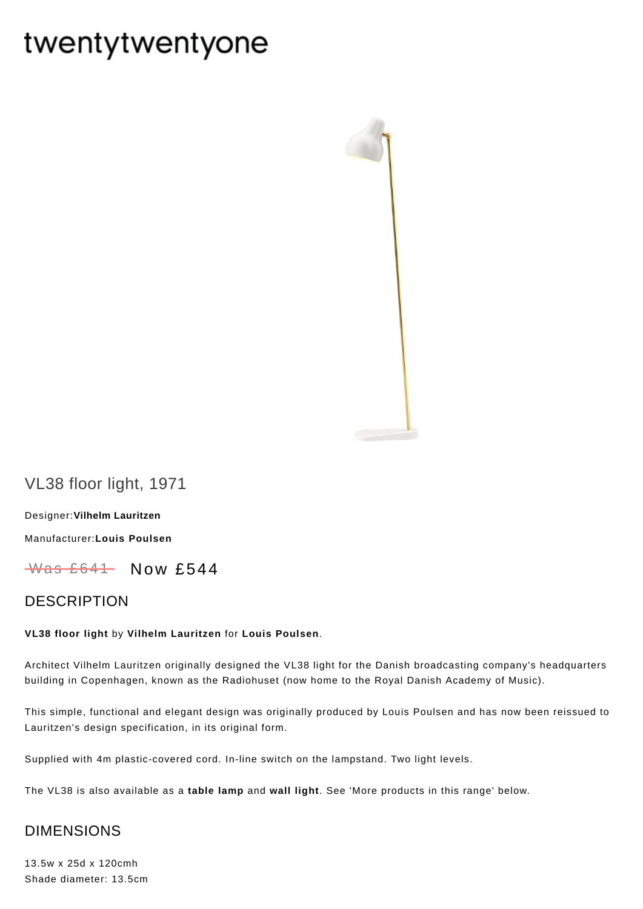# twentytwentyone

## VL38 floor light, 1971

Designer:**Vilhelm Lauritzen**

Manufacturer:**Louis Poulsen**

~~Was £641~~ Now £544

## DESCRIPTION

**VL38 floor light** by **Vilhelm Lauritzen** for **Louis Poulsen**.

Architect Vilhelm Lauritzen originally designed the VL38 light for the Danish broadcasting company's headquarters building in Copenhagen, known as the Radiohuset (now home to the Royal Danish Academy of Music).

This simple, functional and elegant design was originally produced by Louis Poulsen and has now been reissued to Lauritzen's design specification, in its original form.

Supplied with 4m plastic-covered cord. In-line switch on the lampstand. Two light levels.

The VL38 is also available as a **table lamp** and **wall light**. See 'More products in this range' below.

## DIMENSIONS

13.5w x 25d x 120cmh
Shade diameter: 13.5cm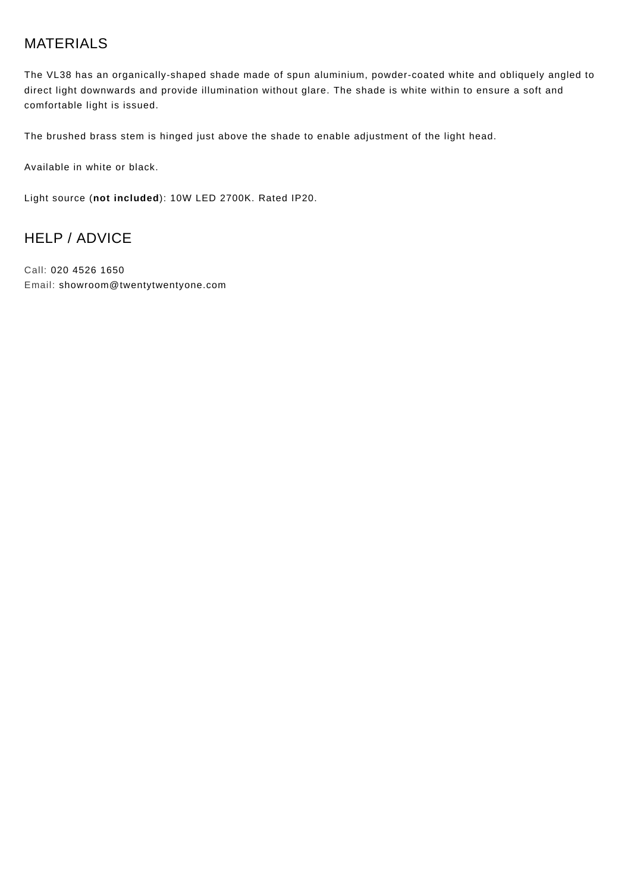## MATERIALS

The VL38 has an organically-shaped shade made of spun aluminium, powder-coated white and obliquely angled to direct light downwards and provide illumination without glare. The shade is white within to ensure a soft and comfortable light is issued.

The brushed brass stem is hinged just above the shade to enable adjustment of the light head.

Available in white or black.

Light source (**not included**): 10W LED 2700K. Rated IP20.

## HELP / ADVICE

Call: 020 4526 1650
Email: showroom@twentytwentyone.com